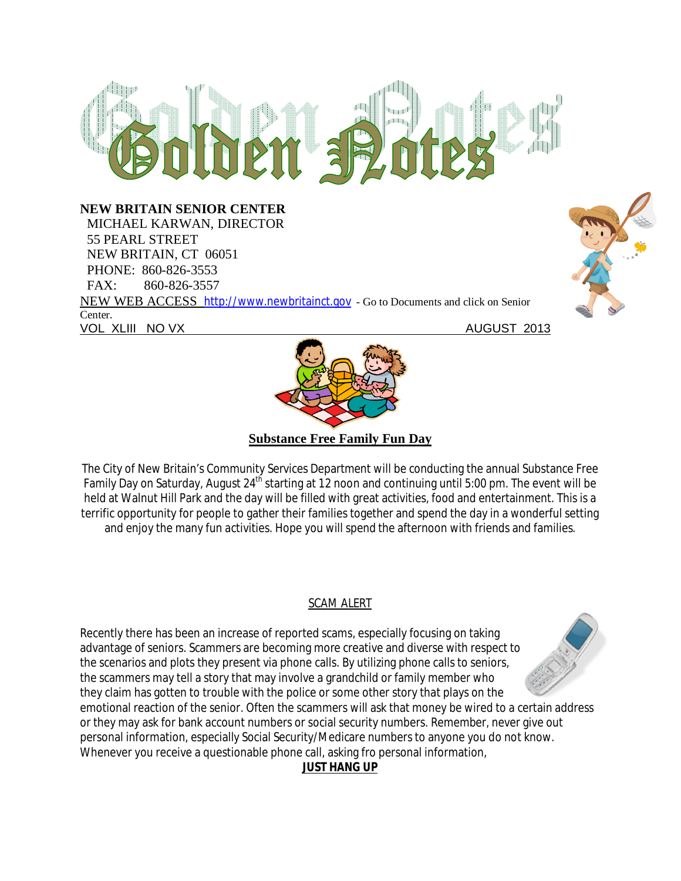# Golden Notes

**NEW BRITAIN SENIOR CENTER**
MICHAEL KARWAN, DIRECTOR
55 PEARL STREET
NEW BRITAIN, CT 06051
PHONE: 860-826-3553
FAX: 860-826-3557

NEW WEB ACCESS http://www.newbritainct.gov - Go to Documents and click on Senior Center.

VOL XLIII NO VX AUGUST 2013

## Substance Free Family Fun Day

The City of New Britain's Community Services Department will be conducting the annual Substance Free Family Day on Saturday, August 24th starting at 12 noon and continuing until 5:00 pm. The event will be held at Walnut Hill Park and the day will be filled with great activities, food and entertainment. This is a terrific opportunity for people to gather their families together and spend the day in a wonderful setting and enjoy the many fun activities. Hope you will spend the afternoon with friends and families.

## SCAM ALERT

Recently there has been an increase of reported scams, especially focusing on taking advantage of seniors. Scammers are becoming more creative and diverse with respect to the scenarios and plots they present via phone calls. By utilizing phone calls to seniors, the scammers may tell a story that may involve a grandchild or family member who they claim has gotten to trouble with the police or some other story that plays on the emotional reaction of the senior. Often the scammers will ask that money be wired to a certain address or they may ask for bank account numbers or social security numbers. Remember, never give out personal information, especially Social Security/Medicare numbers to anyone you do not know. Whenever you receive a questionable phone call, asking fro personal information,

**JUST HANG UP**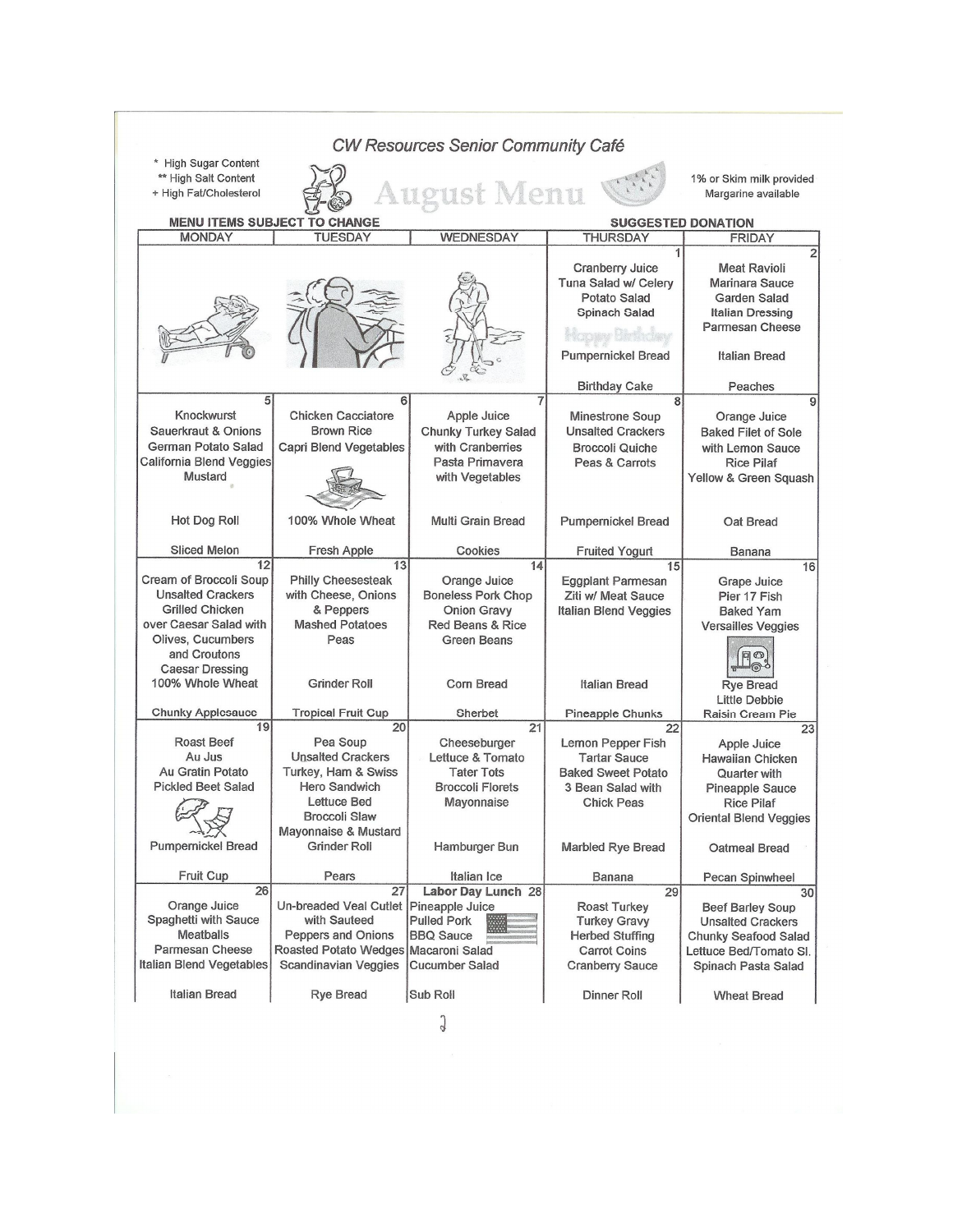# CW Resources Senior Community Café

# August Menu

\* High Sugar Content
\*\* High Salt Content
\+ High Fat/Cholesterol

1% or Skim milk provided
Margarine available

**MENU ITEMS SUBJECT TO CHANGE** — **SUGGESTED DONATION**

| MONDAY | TUESDAY | WEDNESDAY | THURSDAY | FRIDAY |
|---|---|---|---|---|
| | | | **1**<br>Cranberry Juice<br>Tuna Salad w/ Celery<br>Potato Salad<br>Spinach Salad<br>Happy Birthday<br>Pumpernickel Bread<br>Birthday Cake | **2**<br>Meat Ravioli<br>Marinara Sauce<br>Garden Salad<br>Italian Dressing<br>Parmesan Cheese<br>Italian Bread<br>Peaches |
| **5**<br>Knockwurst<br>Sauerkraut & Onions<br>German Potato Salad<br>California Blend Veggies<br>Mustard<br>Hot Dog Roll<br>Sliced Melon | **6**<br>Chicken Cacciatore<br>Brown Rice<br>Capri Blend Vegetables<br>100% Whole Wheat<br>Fresh Apple | **7**<br>Apple Juice<br>Chunky Turkey Salad with Cranberries<br>Pasta Primavera with Vegetables<br>Multi Grain Bread<br>Cookies | **8**<br>Minestrone Soup<br>Unsalted Crackers<br>Broccoli Quiche<br>Peas & Carrots<br>Pumpernickel Bread<br>Fruited Yogurt | **9**<br>Orange Juice<br>Baked Filet of Sole with Lemon Sauce<br>Rice Pilaf<br>Yellow & Green Squash<br>Oat Bread<br>Banana |
| **12**<br>Cream of Broccoli Soup<br>Unsalted Crackers<br>Grilled Chicken over Caesar Salad with Olives, Cucumbers and Croutons<br>Caesar Dressing<br>100% Whole Wheat<br>Chunky Applesauce | **13**<br>Philly Cheesesteak with Cheese, Onions & Peppers<br>Mashed Potatoes<br>Peas<br>Grinder Roll<br>Tropical Fruit Cup | **14**<br>Orange Juice<br>Boneless Pork Chop<br>Onion Gravy<br>Red Beans & Rice<br>Green Beans<br>Corn Bread<br>Sherbet | **15**<br>Eggplant Parmesan<br>Ziti w/ Meat Sauce<br>Italian Blend Veggies<br>Italian Bread<br>Pineapple Chunks | **16**<br>Grape Juice<br>Pier 17 Fish<br>Baked Yam<br>Versailles Veggies<br>Rye Bread<br>Little Debbie Raisin Cream Pie |
| **19**<br>Roast Beef<br>Au Jus<br>Au Gratin Potato<br>Pickled Beet Salad<br>Pumpernickel Bread<br>Fruit Cup | **20**<br>Pea Soup<br>Unsalted Crackers<br>Turkey, Ham & Swiss Hero Sandwich<br>Lettuce Bed<br>Broccoli Slaw<br>Mayonnaise & Mustard<br>Grinder Roll<br>Pears | **21**<br>Cheeseburger<br>Lettuce & Tomato<br>Tater Tots<br>Broccoli Florets<br>Mayonnaise<br>Hamburger Bun<br>Italian Ice | **22**<br>Lemon Pepper Fish<br>Tartar Sauce<br>Baked Sweet Potato<br>3 Bean Salad with Chick Peas<br>Marbled Rye Bread<br>Banana | **23**<br>Apple Juice<br>Hawaiian Chicken Quarter with Pineapple Sauce<br>Rice Pilaf<br>Oriental Blend Veggies<br>Oatmeal Bread<br>Pecan Spinwheel |
| **26**<br>Orange Juice<br>Spaghetti with Sauce<br>Meatballs<br>Parmesan Cheese<br>Italian Blend Vegetables<br>Italian Bread | **27**<br>Un-breaded Veal Cutlet with Sauteed Peppers and Onions<br>Roasted Potato Wedges<br>Scandinavian Veggies<br>Rye Bread | **28**<br>**Labor Day Lunch**<br>Pineapple Juice<br>Pulled Pork<br>BBQ Sauce<br>Macaroni Salad<br>Cucumber Salad<br>Sub Roll | **29**<br>Roast Turkey<br>Turkey Gravy<br>Herbed Stuffing<br>Carrot Coins<br>Cranberry Sauce<br>Dinner Roll | **30**<br>Beef Barley Soup<br>Unsalted Crackers<br>Chunky Seafood Salad<br>Lettuce Bed/Tomato Sl.<br>Spinach Pasta Salad<br>Wheat Bread |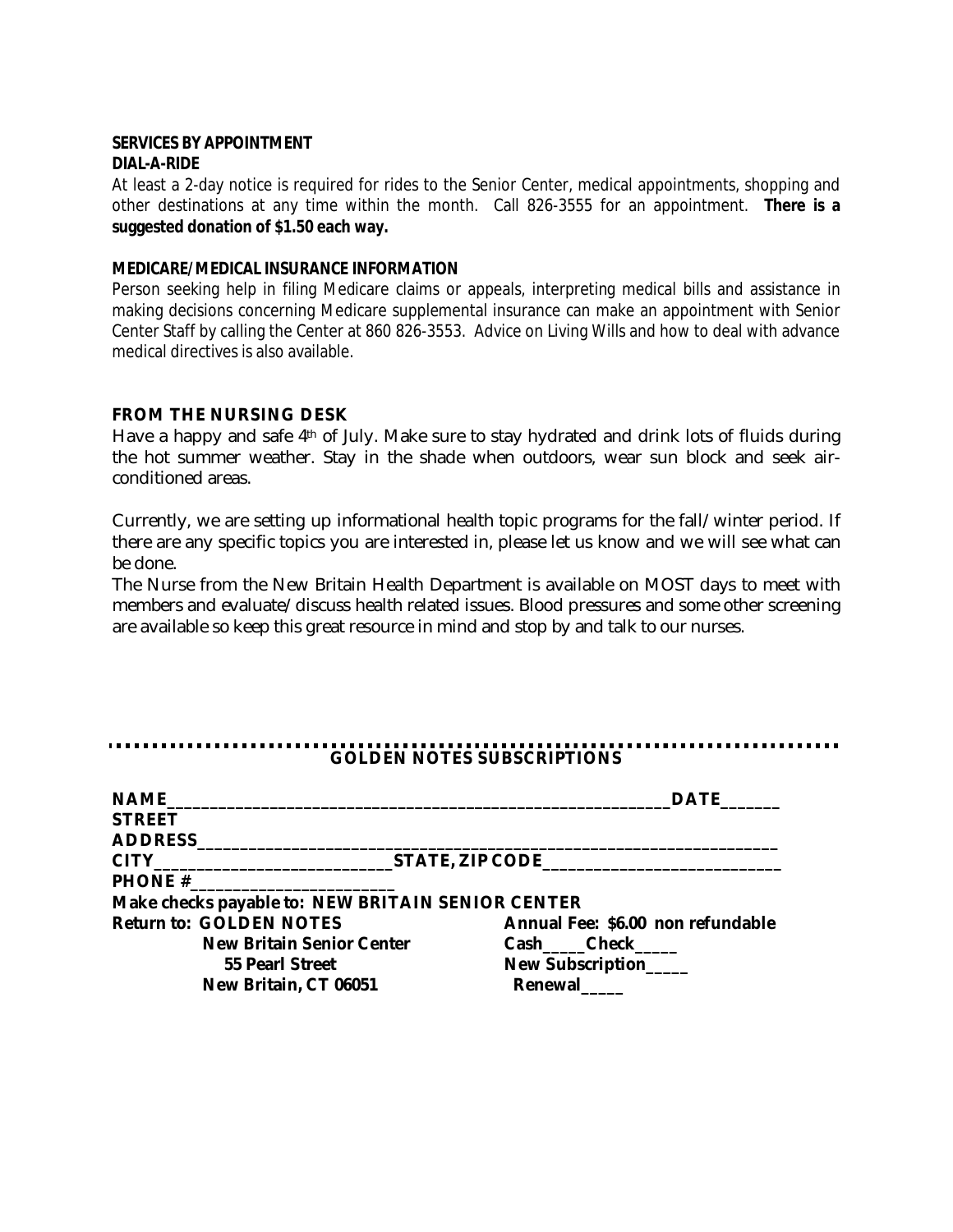**SERVICES BY APPOINTMENT**

**DIAL-A-RIDE**

At least a 2-day notice is required for rides to the Senior Center, medical appointments, shopping and other destinations at any time within the month. Call 826-3555 for an appointment. **There is a suggested donation of $1.50 each way.**

**MEDICARE/MEDICAL INSURANCE INFORMATION**

Person seeking help in filing Medicare claims or appeals, interpreting medical bills and assistance in making decisions concerning Medicare supplemental insurance can make an appointment with Senior Center Staff by calling the Center at 860 826-3553. Advice on Living Wills and how to deal with advance medical directives is also available.

**FROM THE NURSING DESK**

Have a happy and safe 4th of July. Make sure to stay hydrated and drink lots of fluids during the hot summer weather. Stay in the shade when outdoors, wear sun block and seek air-conditioned areas.

Currently, we are setting up informational health topic programs for the fall/winter period. If there are any specific topics you are interested in, please let us know and we will see what can be done.

The Nurse from the New Britain Health Department is available on MOST days to meet with members and evaluate/discuss health related issues. Blood pressures and some other screening are available so keep this great resource in mind and stop by and talk to our nurses.

---

**GOLDEN NOTES SUBSCRIPTIONS**

**NAME**_______________________________________________________________ **DATE**_______

**STREET ADDRESS**_______________________________________________________________________

**CITY**____________________________ **STATE, ZIP CODE**_____________________________

**PHONE #**________________________

**Make checks payable to: NEW BRITAIN SENIOR CENTER**

**Return to: GOLDEN NOTES**
**New Britain Senior Center**
**55 Pearl Street**
**New Britain, CT 06051**

**Annual Fee: $6.00 non refundable**
**Cash_____Check_____**
**New Subscription_____**
**Renewal_____**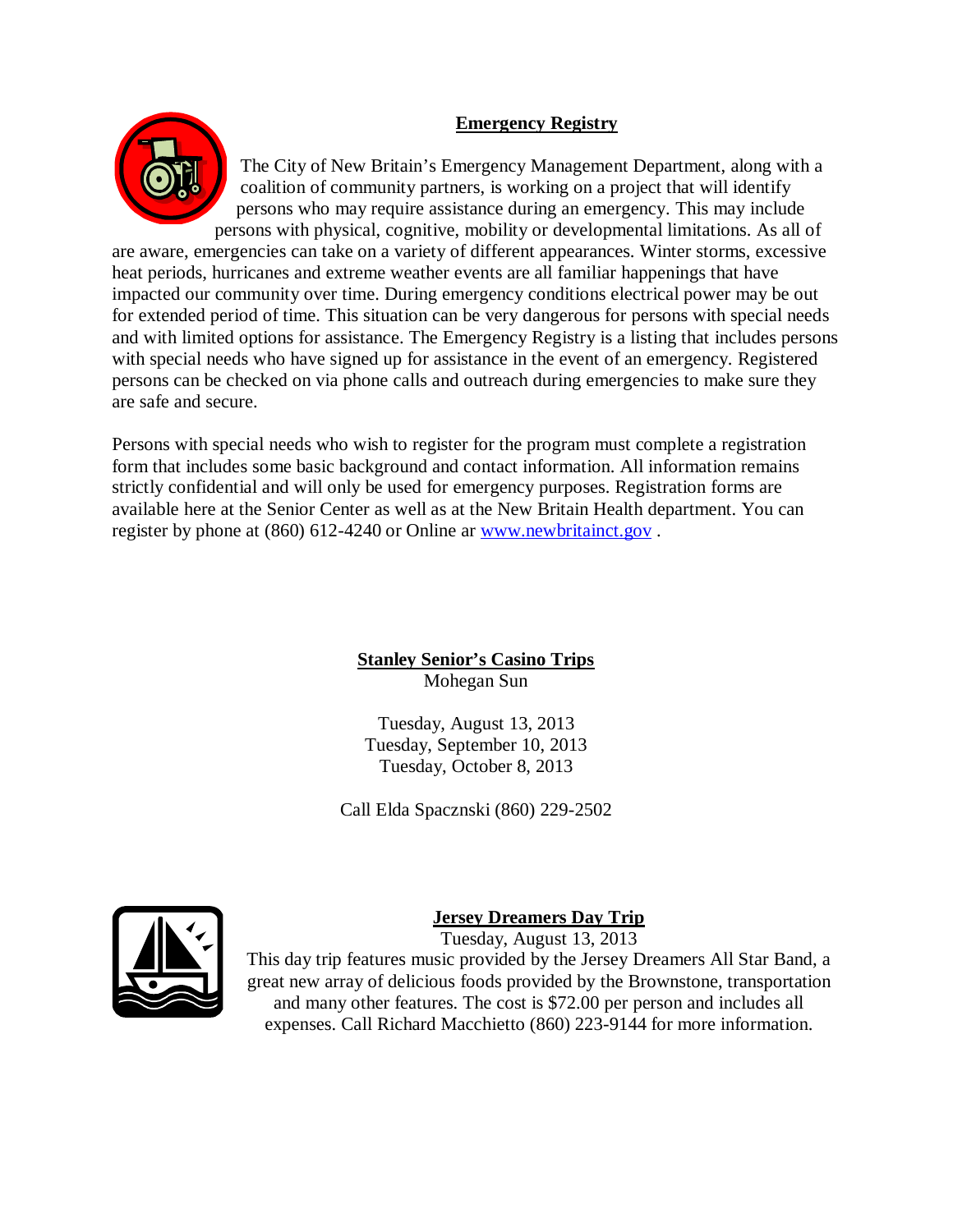## Emergency Registry

The City of New Britain's Emergency Management Department, along with a coalition of community partners, is working on a project that will identify persons who may require assistance during an emergency. This may include persons with physical, cognitive, mobility or developmental limitations. As all of are aware, emergencies can take on a variety of different appearances. Winter storms, excessive heat periods, hurricanes and extreme weather events are all familiar happenings that have impacted our community over time. During emergency conditions electrical power may be out for extended period of time. This situation can be very dangerous for persons with special needs and with limited options for assistance. The Emergency Registry is a listing that includes persons with special needs who have signed up for assistance in the event of an emergency. Registered persons can be checked on via phone calls and outreach during emergencies to make sure they are safe and secure.

Persons with special needs who wish to register for the program must complete a registration form that includes some basic background and contact information. All information remains strictly confidential and will only be used for emergency purposes. Registration forms are available here at the Senior Center as well as at the New Britain Health department. You can register by phone at (860) 612-4240 or Online ar www.newbritainct.gov .

## Stanley Senior's Casino Trips

Mohegan Sun

Tuesday, August 13, 2013
Tuesday, September 10, 2013
Tuesday, October 8, 2013

Call Elda Spacznski (860) 229-2502

## Jersey Dreamers Day Trip

Tuesday, August 13, 2013

This day trip features music provided by the Jersey Dreamers All Star Band, a great new array of delicious foods provided by the Brownstone, transportation and many other features. The cost is $72.00 per person and includes all expenses. Call Richard Macchietto (860) 223-9144 for more information.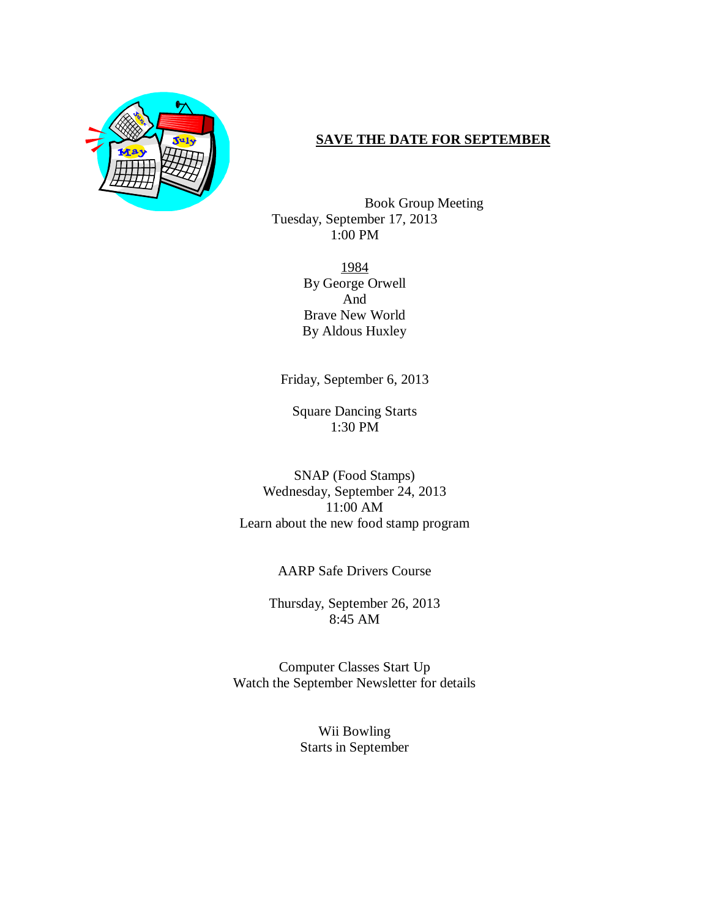## SAVE THE DATE FOR SEPTEMBER

Book Group Meeting
Tuesday, September 17, 2013
1:00 PM

1984
By George Orwell
And
Brave New World
By Aldous Huxley

Friday, September 6, 2013

Square Dancing Starts
1:30 PM

SNAP (Food Stamps)
Wednesday, September 24, 2013
11:00 AM
Learn about the new food stamp program

AARP Safe Drivers Course

Thursday, September 26, 2013
8:45 AM

Computer Classes Start Up
Watch the September Newsletter for details

Wii Bowling
Starts in September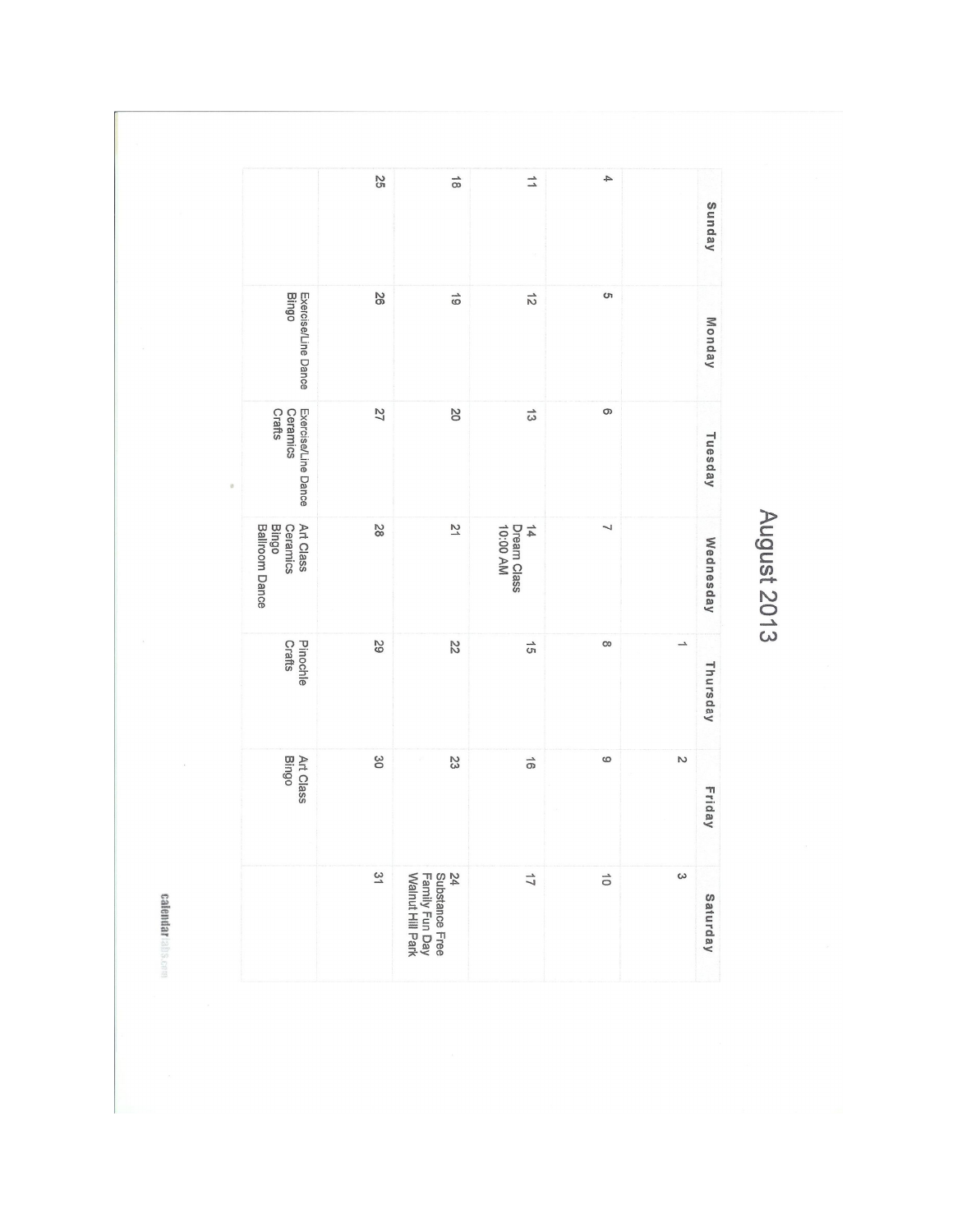# August 2013

| Sunday | Monday | Tuesday | Wednesday | Thursday | Friday | Saturday |
|---|---|---|---|---|---|---|
| | | | | 1 | 2 | 3 |
| 4 | 5 | 6 | 7 | 8 | 9 | 10 |
| 11 | 12 | 13 | 14 Dream Class 10:00 AM | 15 | 16 | 17 |
| 18 | 19 | 20 | 21 | 22 | 23 | 24 Substance Free Family Fun Day Walnut Hill Park |
| 25 | 26 | 27 | 28 | 29 | 30 | 31 |
| | Exercise/Line Dance Bingo | Exercise/Line Dance Ceramics Crafts | Art Class Ceramics Bingo Ballroom Dance | Pinochle Crafts | Art Class Bingo | |

calendarlabs.com